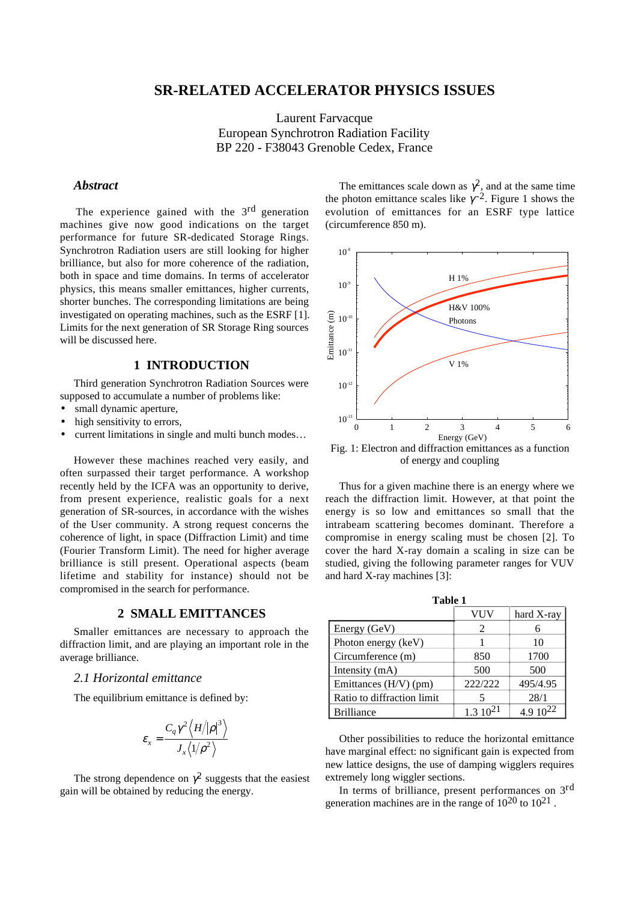# SR-RELATED ACCELERATOR PHYSICS ISSUES

Laurent Farvacque
European Synchrotron Radiation Facility
BP 220 - F38043 Grenoble Cedex, France

### *Abstract*

The experience gained with the 3rd generation machines give now good indications on the target performance for future SR-dedicated Storage Rings. Synchrotron Radiation users are still looking for higher brilliance, but also for more coherence of the radiation, both in space and time domains. In terms of accelerator physics, this means smaller emittances, higher currents, shorter bunches. The corresponding limitations are being investigated on operating machines, such as the ESRF [1]. Limits for the next generation of SR Storage Ring sources will be discussed here.

## 1 INTRODUCTION

Third generation Synchrotron Radiation Sources were supposed to accumulate a number of problems like:

- small dynamic aperture,
- high sensitivity to errors,
- current limitations in single and multi bunch modes…

However these machines reached very easily, and often surpassed their target performance. A workshop recently held by the ICFA was an opportunity to derive, from present experience, realistic goals for a next generation of SR-sources, in accordance with the wishes of the User community. A strong request concerns the coherence of light, in space (Diffraction Limit) and time (Fourier Transform Limit). The need for higher average brilliance is still present. Operational aspects (beam lifetime and stability for instance) should not be compromised in the search for performance.

## 2 SMALL EMITTANCES

Smaller emittances are necessary to approach the diffraction limit, and are playing an important role in the average brilliance.

### *2.1 Horizontal emittance*

The equilibrium emittance is defined by:

$$\varepsilon_x = \frac{C_q \gamma^2 \left\langle H/|\rho|^3 \right\rangle}{J_x \left\langle 1/\rho^2 \right\rangle}$$

The strong dependence on $\gamma^2$ suggests that the easiest gain will be obtained by reducing the energy.

The emittances scale down as $\gamma^2$, and at the same time the photon emittance scales like $\gamma^{-2}$. Figure 1 shows the evolution of emittances for an ESRF type lattice (circumference 850 m).

Fig. 1: Electron and diffraction emittances as a function of energy and coupling

Thus for a given machine there is an energy where we reach the diffraction limit. However, at that point the energy is so low and emittances so small that the intrabeam scattering becomes dominant. Therefore a compromise in energy scaling must be chosen [2]. To cover the hard X-ray domain a scaling in size can be studied, giving the following parameter ranges for VUV and hard X-ray machines [3]:

**Table 1**

| | VUV | hard X-ray |
|---|---|---|
| Energy (GeV) | 2 | 6 |
| Photon energy (keV) | 1 | 10 |
| Circumference (m) | 850 | 1700 |
| Intensity (mA) | 500 | 500 |
| Emittances (H/V) (pm) | 222/222 | 495/4.95 |
| Ratio to diffraction limit | 5 | 28/1 |
| Brilliance | $1.3\ 10^{21}$ | $4.9\ 10^{22}$ |

Other possibilities to reduce the horizontal emittance have marginal effect: no significant gain is expected from new lattice designs, the use of damping wigglers requires extremely long wiggler sections.

In terms of brilliance, present performances on 3rd generation machines are in the range of $10^{20}$ to $10^{21}$ .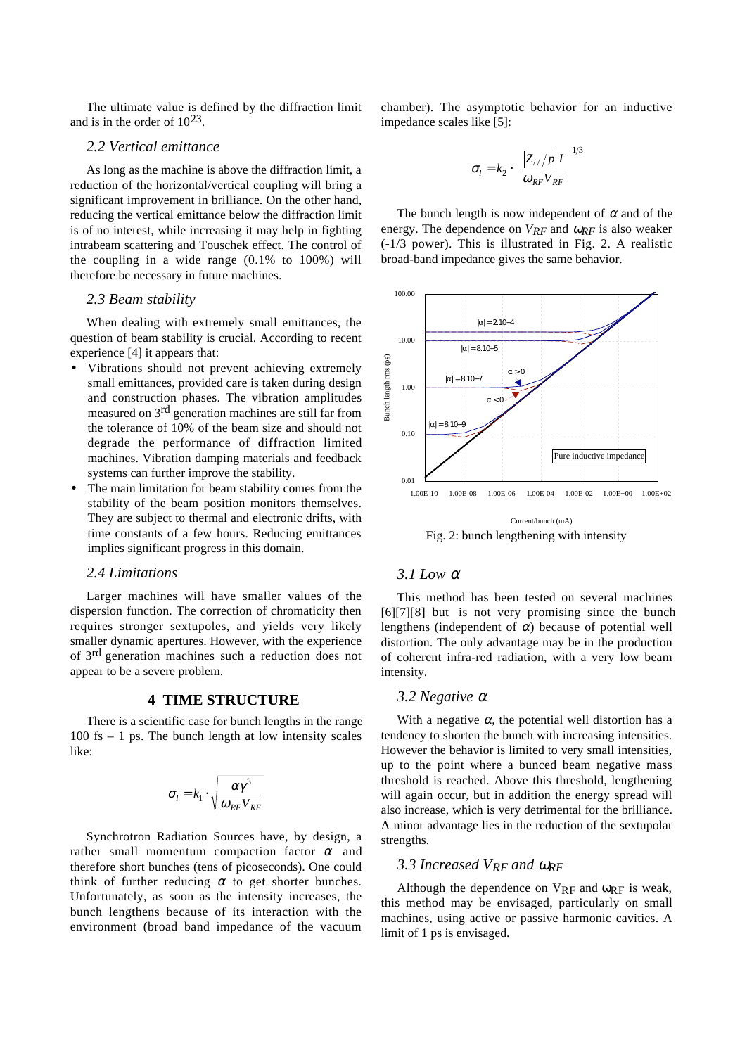The ultimate value is defined by the diffraction limit and is in the order of $10^{23}$.

### 2.2 Vertical emittance

As long as the machine is above the diffraction limit, a reduction of the horizontal/vertical coupling will bring a significant improvement in brilliance. On the other hand, reducing the vertical emittance below the diffraction limit is of no interest, while increasing it may help in fighting intrabeam scattering and Touschek effect. The control of the coupling in a wide range (0.1% to 100%) will therefore be necessary in future machines.

### 2.3 Beam stability

When dealing with extremely small emittances, the question of beam stability is crucial. According to recent experience [4] it appears that:

- Vibrations should not prevent achieving extremely small emittances, provided care is taken during design and construction phases. The vibration amplitudes measured on 3rd generation machines are still far from the tolerance of 10% of the beam size and should not degrade the performance of diffraction limited machines. Vibration damping materials and feedback systems can further improve the stability.
- The main limitation for beam stability comes from the stability of the beam position monitors themselves. They are subject to thermal and electronic drifts, with time constants of a few hours. Reducing emittances implies significant progress in this domain.

### 2.4 Limitations

Larger machines will have smaller values of the dispersion function. The correction of chromaticity then requires stronger sextupoles, and yields very likely smaller dynamic apertures. However, with the experience of 3rd generation machines such a reduction does not appear to be a severe problem.

## 4 TIME STRUCTURE

There is a scientific case for bunch lengths in the range 100 fs – 1 ps. The bunch length at low intensity scales like:

$$\sigma_l = k_1 \cdot \sqrt{\frac{\alpha\gamma^3}{\omega_{RF} V_{RF}}}$$

Synchrotron Radiation Sources have, by design, a rather small momentum compaction factor $\alpha$ and therefore short bunches (tens of picoseconds). One could think of further reducing $\alpha$ to get shorter bunches. Unfortunately, as soon as the intensity increases, the bunch lengthens because of its interaction with the environment (broad band impedance of the vacuum chamber). The asymptotic behavior for an inductive impedance scales like [5]:

$$\sigma_l = k_2 \cdot \left( \frac{|Z_{//}/p| I}{\omega_{RF} V_{RF}} \right)^{1/3}$$

The bunch length is now independent of $\alpha$ and of the energy. The dependence on $V_{RF}$ and $\omega_{RF}$ is also weaker (-1/3 power). This is illustrated in Fig. 2. A realistic broad-band impedance gives the same behavior.

Fig. 2: bunch lengthening with intensity

### 3.1 Low $\alpha$

This method has been tested on several machines [6][7][8] but is not very promising since the bunch lengthens (independent of $\alpha$) because of potential well distortion. The only advantage may be in the production of coherent infra-red radiation, with a very low beam intensity.

### 3.2 Negative $\alpha$

With a negative $\alpha$, the potential well distortion has a tendency to shorten the bunch with increasing intensities. However the behavior is limited to very small intensities, up to the point where a bunced beam negative mass threshold is reached. Above this threshold, lengthening will again occur, but in addition the energy spread will also increase, which is very detrimental for the brilliance. A minor advantage lies in the reduction of the sextupolar strengths.

### 3.3 Increased $V_{RF}$ and $\omega_{RF}$

Although the dependence on $V_{RF}$ and $\omega_{RF}$ is weak, this method may be envisaged, particularly on small machines, using active or passive harmonic cavities. A limit of 1 ps is envisaged.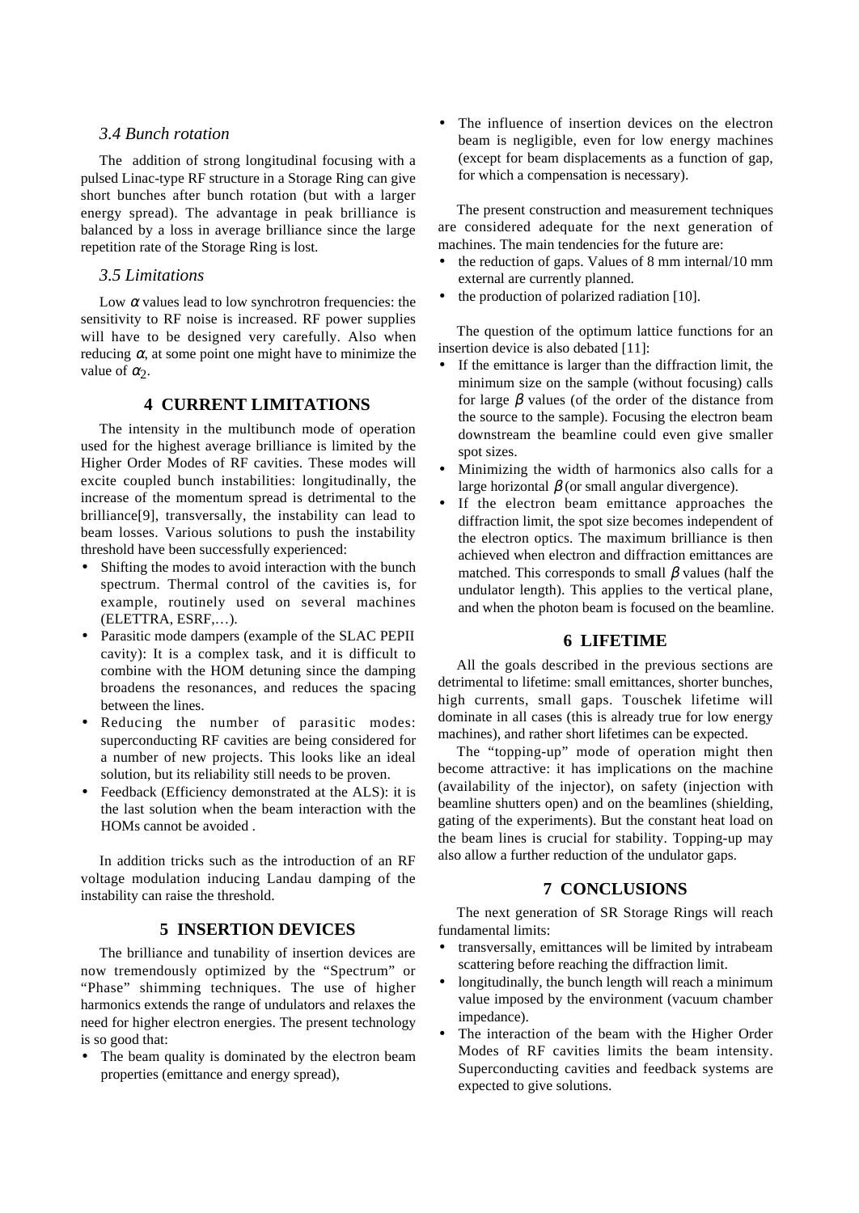### 3.4 Bunch rotation

The addition of strong longitudinal focusing with a pulsed Linac-type RF structure in a Storage Ring can give short bunches after bunch rotation (but with a larger energy spread). The advantage in peak brilliance is balanced by a loss in average brilliance since the large repetition rate of the Storage Ring is lost.

### 3.5 Limitations

Low $\alpha$ values lead to low synchrotron frequencies: the sensitivity to RF noise is increased. RF power supplies will have to be designed very carefully. Also when reducing $\alpha$, at some point one might have to minimize the value of $\alpha_2$.

## 4 CURRENT LIMITATIONS

The intensity in the multibunch mode of operation used for the highest average brilliance is limited by the Higher Order Modes of RF cavities. These modes will excite coupled bunch instabilities: longitudinally, the increase of the momentum spread is detrimental to the brilliance[9], transversally, the instability can lead to beam losses. Various solutions to push the instability threshold have been successfully experienced:

- Shifting the modes to avoid interaction with the bunch spectrum. Thermal control of the cavities is, for example, routinely used on several machines (ELETTRA, ESRF,…).
- Parasitic mode dampers (example of the SLAC PEPII cavity): It is a complex task, and it is difficult to combine with the HOM detuning since the damping broadens the resonances, and reduces the spacing between the lines.
- Reducing the number of parasitic modes: superconducting RF cavities are being considered for a number of new projects. This looks like an ideal solution, but its reliability still needs to be proven.
- Feedback (Efficiency demonstrated at the ALS): it is the last solution when the beam interaction with the HOMs cannot be avoided .

In addition tricks such as the introduction of an RF voltage modulation inducing Landau damping of the instability can raise the threshold.

## 5 INSERTION DEVICES

The brilliance and tunability of insertion devices are now tremendously optimized by the "Spectrum" or "Phase" shimming techniques. The use of higher harmonics extends the range of undulators and relaxes the need for higher electron energies. The present technology is so good that:

- The beam quality is dominated by the electron beam properties (emittance and energy spread),
- The influence of insertion devices on the electron beam is negligible, even for low energy machines (except for beam displacements as a function of gap, for which a compensation is necessary).

The present construction and measurement techniques are considered adequate for the next generation of machines. The main tendencies for the future are:

- the reduction of gaps. Values of 8 mm internal/10 mm external are currently planned.
- the production of polarized radiation [10].

The question of the optimum lattice functions for an insertion device is also debated [11]:

- If the emittance is larger than the diffraction limit, the minimum size on the sample (without focusing) calls for large $\beta$ values (of the order of the distance from the source to the sample). Focusing the electron beam downstream the beamline could even give smaller spot sizes.
- Minimizing the width of harmonics also calls for a large horizontal $\beta$ (or small angular divergence).
- If the electron beam emittance approaches the diffraction limit, the spot size becomes independent of the electron optics. The maximum brilliance is then achieved when electron and diffraction emittances are matched. This corresponds to small $\beta$ values (half the undulator length). This applies to the vertical plane, and when the photon beam is focused on the beamline.

## 6 LIFETIME

All the goals described in the previous sections are detrimental to lifetime: small emittances, shorter bunches, high currents, small gaps. Touschek lifetime will dominate in all cases (this is already true for low energy machines), and rather short lifetimes can be expected.

The "topping-up" mode of operation might then become attractive: it has implications on the machine (availability of the injector), on safety (injection with beamline shutters open) and on the beamlines (shielding, gating of the experiments). But the constant heat load on the beam lines is crucial for stability. Topping-up may also allow a further reduction of the undulator gaps.

## 7 CONCLUSIONS

The next generation of SR Storage Rings will reach fundamental limits:

- transversally, emittances will be limited by intrabeam scattering before reaching the diffraction limit.
- longitudinally, the bunch length will reach a minimum value imposed by the environment (vacuum chamber impedance).
- The interaction of the beam with the Higher Order Modes of RF cavities limits the beam intensity. Superconducting cavities and feedback systems are expected to give solutions.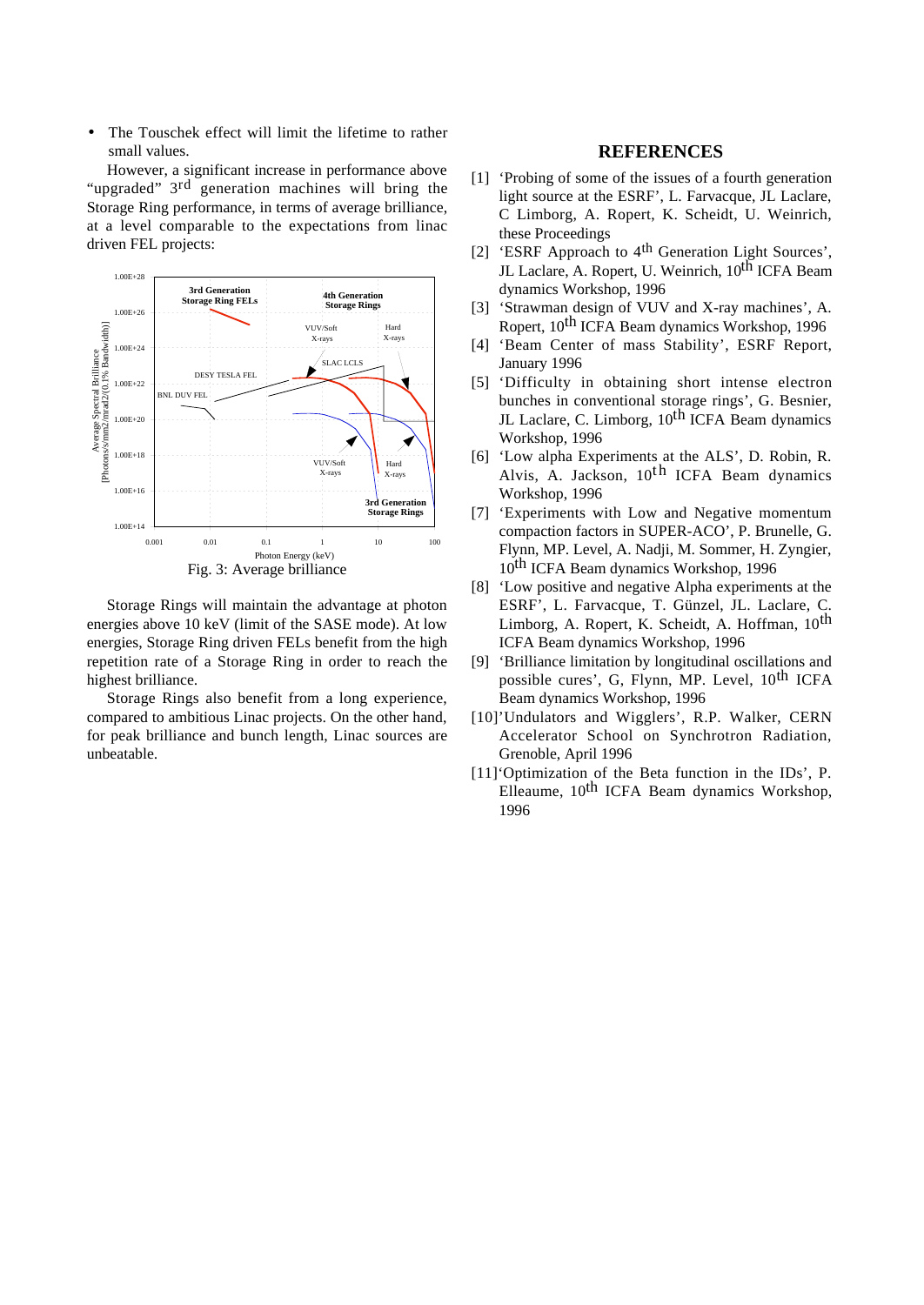- The Touschek effect will limit the lifetime to rather small values.

However, a significant increase in performance above "upgraded" 3rd generation machines will bring the Storage Ring performance, in terms of average brilliance, at a level comparable to the expectations from linac driven FEL projects:

1.00E+28
1.00E+26
1.00E+24
1.00E+22
1.00E+20
1.00E+18
1.00E+16
1.00E+14
Average Spectral Brilliance [Photons/s/mm2/mrad2/(0.1% Bandwidth)]
3rd Generation Storage Ring FELs
4th Generation Storage Rings
VUV/Soft X-rays
Hard X-rays
SLAC LCLS
DESY TESLA FEL
BNL DUV FEL
VUV/Soft X-rays
Hard X-rays
3rd Generation Storage Rings
0.001
0.01
0.1
1
10
100
Photon Energy (keV)

Fig. 3: Average brilliance

Storage Rings will maintain the advantage at photon energies above 10 keV (limit of the SASE mode). At low energies, Storage Ring driven FELs benefit from the high repetition rate of a Storage Ring in order to reach the highest brilliance.

Storage Rings also benefit from a long experience, compared to ambitious Linac projects. On the other hand, for peak brilliance and bunch length, Linac sources are unbeatable.

## REFERENCES

[1] 'Probing of some of the issues of a fourth generation light source at the ESRF', L. Farvacque, JL Laclare, C Limborg, A. Ropert, K. Scheidt, U. Weinrich, these Proceedings

[2] 'ESRF Approach to 4th Generation Light Sources', JL Laclare, A. Ropert, U. Weinrich, 10th ICFA Beam dynamics Workshop, 1996

[3] 'Strawman design of VUV and X-ray machines', A. Ropert, 10th ICFA Beam dynamics Workshop, 1996

[4] 'Beam Center of mass Stability', ESRF Report, January 1996

[5] 'Difficulty in obtaining short intense electron bunches in conventional storage rings', G. Besnier, JL Laclare, C. Limborg, 10th ICFA Beam dynamics Workshop, 1996

[6] 'Low alpha Experiments at the ALS', D. Robin, R. Alvis, A. Jackson, 10th ICFA Beam dynamics Workshop, 1996

[7] 'Experiments with Low and Negative momentum compaction factors in SUPER-ACO', P. Brunelle, G. Flynn, MP. Level, A. Nadji, M. Sommer, H. Zyngier, 10th ICFA Beam dynamics Workshop, 1996

[8] 'Low positive and negative Alpha experiments at the ESRF', L. Farvacque, T. Günzel, JL. Laclare, C. Limborg, A. Ropert, K. Scheidt, A. Hoffman, 10th ICFA Beam dynamics Workshop, 1996

[9] 'Brilliance limitation by longitudinal oscillations and possible cures', G, Flynn, MP. Level, 10th ICFA Beam dynamics Workshop, 1996

[10]'Undulators and Wigglers', R.P. Walker, CERN Accelerator School on Synchrotron Radiation, Grenoble, April 1996

[11]'Optimization of the Beta function in the IDs', P. Elleaume, 10th ICFA Beam dynamics Workshop, 1996